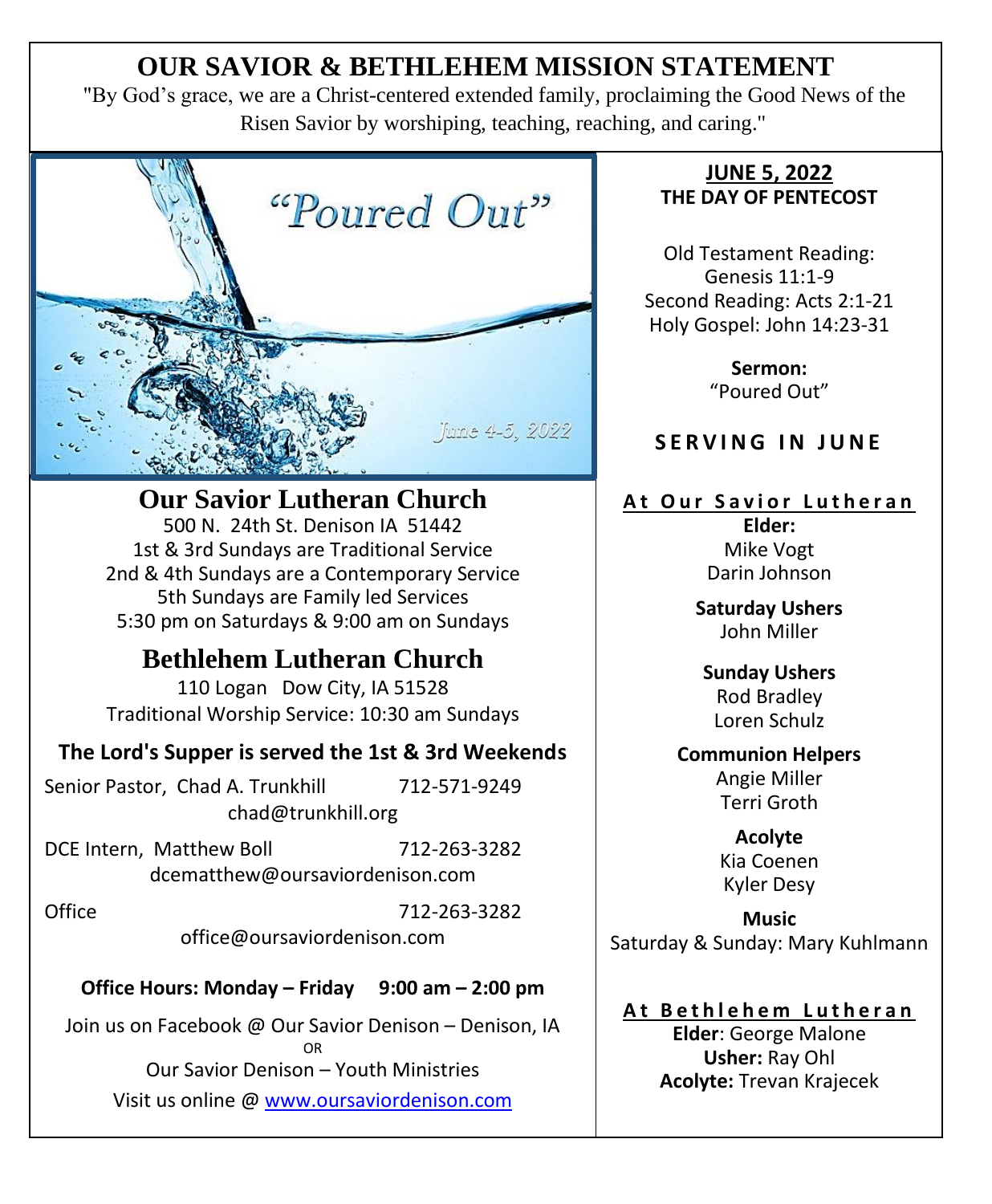# OUR SAVIOR & BETHLEHEM MISSION STATEMENT

"By God's grace, we are a Christ-centered extended family, proclaiming the Good News of the Risen Savior by worshiping, teaching, reaching, and caring."

"Poured Out"

June 4-5, 2022

## Our Savior Lutheran Church

500 N. 24th St. Denison IA 51442
1st & 3rd Sundays are Traditional Service
2nd & 4th Sundays are a Contemporary Service
5th Sundays are Family led Services
5:30 pm on Saturdays & 9:00 am on Sundays

## Bethlehem Lutheran Church

110 Logan Dow City, IA 51528
Traditional Worship Service: 10:30 am Sundays

**The Lord's Supper is served the 1st & 3rd Weekends**

Senior Pastor, Chad A. Trunkhill 712-571-9249
chad@trunkhill.org

DCE Intern, Matthew Boll 712-263-3282
dcematthew@oursaviordenison.com

Office 712-263-3282
office@oursaviordenison.com

**Office Hours: Monday – Friday 9:00 am – 2:00 pm**

Join us on Facebook @ Our Savior Denison – Denison, IA
OR
Our Savior Denison – Youth Ministries
Visit us online @ www.oursaviordenison.com

**JUNE 5, 2022**
**THE DAY OF PENTECOST**

Old Testament Reading: Genesis 11:1-9
Second Reading: Acts 2:1-21
Holy Gospel: John 14:23-31

**Sermon:**
"Poured Out"

## SERVING IN JUNE

### At Our Savior Lutheran

**Elder:**
Mike Vogt
Darin Johnson

**Saturday Ushers**
John Miller

**Sunday Ushers**
Rod Bradley
Loren Schulz

**Communion Helpers**
Angie Miller
Terri Groth

**Acolyte**
Kia Coenen
Kyler Desy

**Music**
Saturday & Sunday: Mary Kuhlmann

### At Bethlehem Lutheran

**Elder**: George Malone
**Usher:** Ray Ohl
**Acolyte:** Trevan Krajecek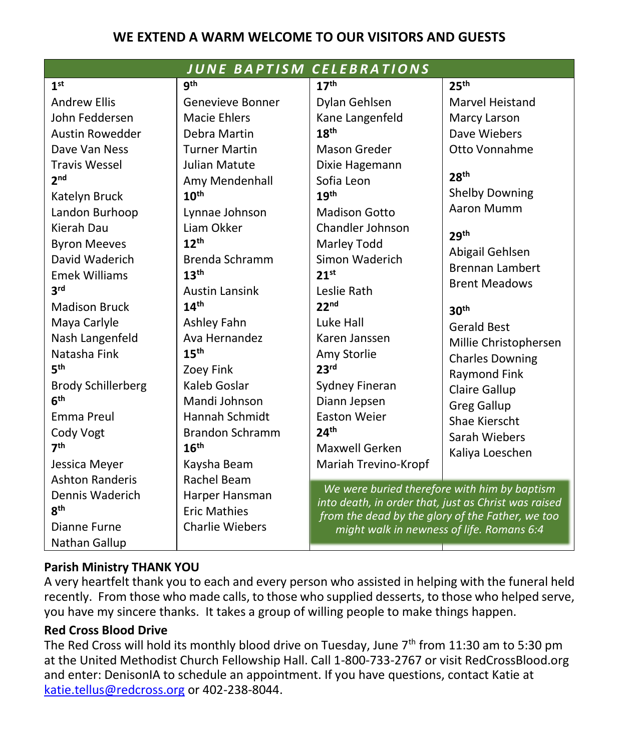**WE EXTEND A WARM WELCOME TO OUR VISITORS AND GUESTS**

## *JUNE BAPTISM CELEBRATIONS*

**1st**
Andrew Ellis
John Feddersen
Austin Rowedder
Dave Van Ness
Travis Wessel

**2nd**
Katelyn Bruck
Landon Burhoop
Kierah Dau
Byron Meeves
David Waderich
Emek Williams

**3rd**
Madison Bruck
Maya Carlyle
Nash Langenfeld
Natasha Fink

**5th**
Brody Schillerberg

**6th**
Emma Preul
Cody Vogt

**7th**
Jessica Meyer
Ashton Randeris
Dennis Waderich

**8th**
Dianne Furne
Nathan Gallup

**9th**
Genevieve Bonner
Macie Ehlers
Debra Martin
Turner Martin
Julian Matute
Amy Mendenhall

**10th**
Lynnae Johnson
Liam Okker

**12th**
Brenda Schramm

**13th**
Austin Lansink

**14th**
Ashley Fahn
Ava Hernandez

**15th**
Zoey Fink
Kaleb Goslar
Mandi Johnson
Hannah Schmidt
Brandon Schramm

**16th**
Kaysha Beam
Rachel Beam
Harper Hansman
Eric Mathies
Charlie Wiebers

**17th**
Dylan Gehlsen
Kane Langenfeld

**18th**
Mason Greder
Dixie Hagemann
Sofia Leon

**19th**
Madison Gotto
Chandler Johnson
Marley Todd
Simon Waderich

**21st**
Leslie Rath

**22nd**
Luke Hall
Karen Janssen
Amy Storlie

**23rd**
Sydney Fineran
Diann Jepsen
Easton Weier

**24th**
Maxwell Gerken
Mariah Trevino-Kropf

**25th**
Marvel Heistand
Marcy Larson
Dave Wiebers
Otto Vonnahme

**28th**
Shelby Downing
Aaron Mumm

**29th**
Abigail Gehlsen
Brennan Lambert
Brent Meadows

**30th**
Gerald Best
Millie Christophersen
Charles Downing
Raymond Fink
Claire Gallup
Greg Gallup
Shae Kierscht
Sarah Wiebers
Kaliya Loeschen

*We were buried therefore with him by baptism into death, in order that, just as Christ was raised from the dead by the glory of the Father, we too might walk in newness of life. Romans 6:4*

**Parish Ministry THANK YOU**
A very heartfelt thank you to each and every person who assisted in helping with the funeral held recently. From those who made calls, to those who supplied desserts, to those who helped serve, you have my sincere thanks. It takes a group of willing people to make things happen.

**Red Cross Blood Drive**
The Red Cross will hold its monthly blood drive on Tuesday, June 7th from 11:30 am to 5:30 pm at the United Methodist Church Fellowship Hall. Call 1-800-733-2767 or visit RedCrossBlood.org and enter: DenisonIA to schedule an appointment. If you have questions, contact Katie at katie.tellus@redcross.org or 402-238-8044.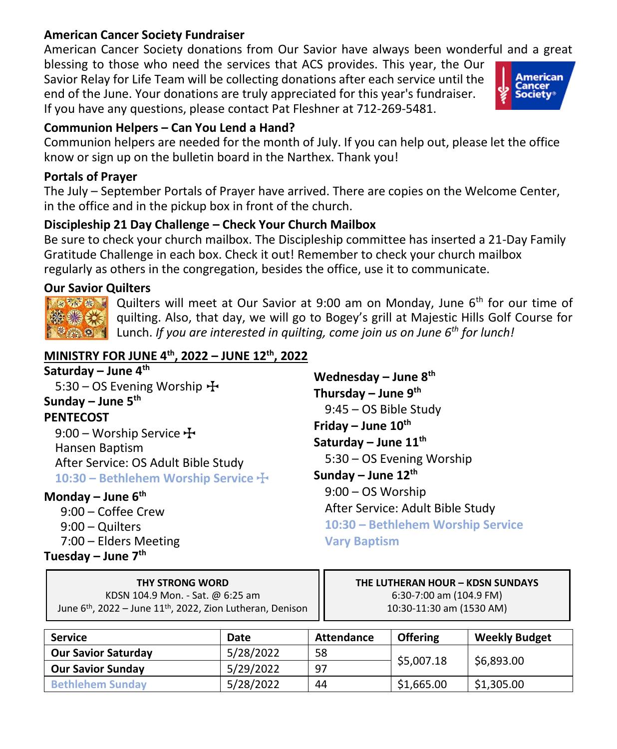**American Cancer Society Fundraiser**

American Cancer Society donations from Our Savior have always been wonderful and a great blessing to those who need the services that ACS provides. This year, the Our Savior Relay for Life Team will be collecting donations after each service until the end of the June. Your donations are truly appreciated for this year's fundraiser. If you have any questions, please contact Pat Fleshner at 712-269-5481.

**Communion Helpers – Can You Lend a Hand?**

Communion helpers are needed for the month of July. If you can help out, please let the office know or sign up on the bulletin board in the Narthex. Thank you!

**Portals of Prayer**

The July – September Portals of Prayer have arrived. There are copies on the Welcome Center, in the office and in the pickup box in front of the church.

**Discipleship 21 Day Challenge – Check Your Church Mailbox**

Be sure to check your church mailbox. The Discipleship committee has inserted a 21-Day Family Gratitude Challenge in each box. Check it out! Remember to check your church mailbox regularly as others in the congregation, besides the office, use it to communicate.

**Our Savior Quilters**

Quilters will meet at Our Savior at 9:00 am on Monday, June 6th for our time of quilting. Also, that day, we will go to Bogey's grill at Majestic Hills Golf Course for Lunch. *If you are interested in quilting, come join us on June 6th for lunch!*

**MINISTRY FOR JUNE 4th, 2022 – JUNE 12th, 2022**

**Saturday – June 4th**
5:30 – OS Evening Worship ☩

**Sunday – June 5th**
**PENTECOST**
9:00 – Worship Service ☩
Hansen Baptism
After Service: OS Adult Bible Study
**10:30 – Bethlehem Worship Service ☩**

**Monday – June 6th**
9:00 – Coffee Crew
9:00 – Quilters
7:00 – Elders Meeting

**Tuesday – June 7th**

**Wednesday – June 8th**

**Thursday – June 9th**
9:45 – OS Bible Study

**Friday – June 10th**

**Saturday – June 11th**
5:30 – OS Evening Worship

**Sunday – June 12th**
9:00 – OS Worship
After Service: Adult Bible Study
**10:30 – Bethlehem Worship Service**
**Vary Baptism**

**THY STRONG WORD**
KDSN 104.9 Mon. - Sat. @ 6:25 am
June 6th, 2022 – June 11th, 2022, Zion Lutheran, Denison

**THE LUTHERAN HOUR – KDSN SUNDAYS**
6:30-7:00 am (104.9 FM)
10:30-11:30 am (1530 AM)

| Service | Date | Attendance | Offering | Weekly Budget |
|---|---|---|---|---|
| **Our Savior Saturday** | 5/28/2022 | 58 | $5,007.18 | $6,893.00 |
| **Our Savior Sunday** | 5/29/2022 | 97 | | |
| **Bethlehem Sunday** | 5/28/2022 | 44 | $1,665.00 | $1,305.00 |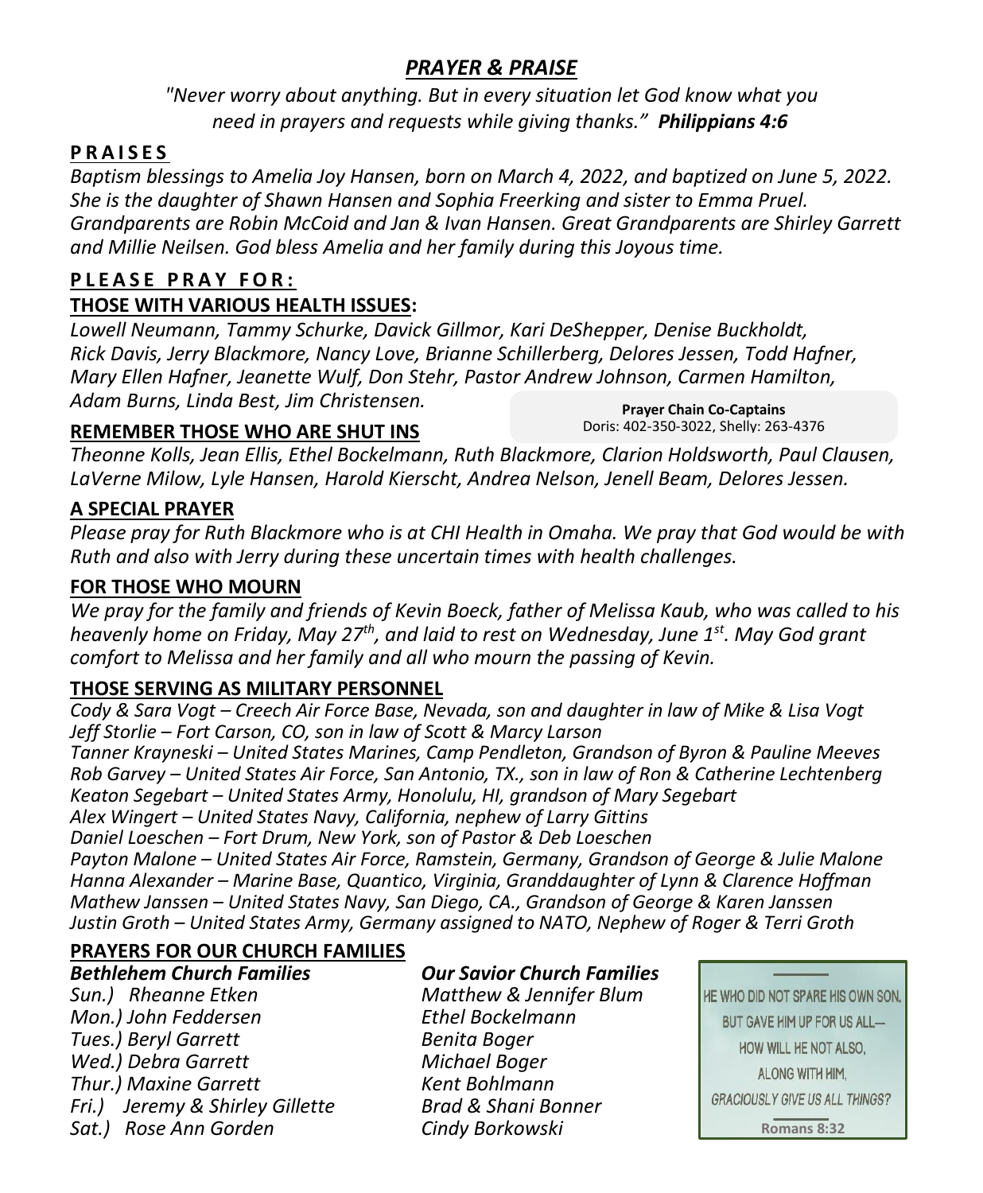# *PRAYER & PRAISE*

*"Never worry about anything. But in every situation let God know what you need in prayers and requests while giving thanks."* ***Philippians 4:6***

## PRAISES

*Baptism blessings to Amelia Joy Hansen, born on March 4, 2022, and baptized on June 5, 2022. She is the daughter of Shawn Hansen and Sophia Freerking and sister to Emma Pruel. Grandparents are Robin McCoid and Jan & Ivan Hansen. Great Grandparents are Shirley Garrett and Millie Neilsen. God bless Amelia and her family during this Joyous time.*

## PLEASE PRAY FOR:

### THOSE WITH VARIOUS HEALTH ISSUES:

*Lowell Neumann, Tammy Schurke, Davick Gillmor, Kari DeShepper, Denise Buckholdt, Rick Davis, Jerry Blackmore, Nancy Love, Brianne Schillerberg, Delores Jessen, Todd Hafner, Mary Ellen Hafner, Jeanette Wulf, Don Stehr, Pastor Andrew Johnson, Carmen Hamilton, Adam Burns, Linda Best, Jim Christensen.*

**Prayer Chain Co-Captains**
Doris: 402-350-3022, Shelly: 263-4376

### REMEMBER THOSE WHO ARE SHUT INS

*Theonne Kolls, Jean Ellis, Ethel Bockelmann, Ruth Blackmore, Clarion Holdsworth, Paul Clausen, LaVerne Milow, Lyle Hansen, Harold Kierscht, Andrea Nelson, Jenell Beam, Delores Jessen.*

### A SPECIAL PRAYER

*Please pray for Ruth Blackmore who is at CHI Health in Omaha. We pray that God would be with Ruth and also with Jerry during these uncertain times with health challenges.*

### FOR THOSE WHO MOURN

*We pray for the family and friends of Kevin Boeck, father of Melissa Kaub, who was called to his heavenly home on Friday, May 27th, and laid to rest on Wednesday, June 1st. May God grant comfort to Melissa and her family and all who mourn the passing of Kevin.*

### THOSE SERVING AS MILITARY PERSONNEL

*Cody & Sara Vogt – Creech Air Force Base, Nevada, son and daughter in law of Mike & Lisa Vogt*
*Jeff Storlie – Fort Carson, CO, son in law of Scott & Marcy Larson*
*Tanner Krayneski – United States Marines, Camp Pendleton, Grandson of Byron & Pauline Meeves*
*Rob Garvey – United States Air Force, San Antonio, TX., son in law of Ron & Catherine Lechtenberg*
*Keaton Segebart – United States Army, Honolulu, HI, grandson of Mary Segebart*
*Alex Wingert – United States Navy, California, nephew of Larry Gittins*
*Daniel Loeschen – Fort Drum, New York, son of Pastor & Deb Loeschen*
*Payton Malone – United States Air Force, Ramstein, Germany, Grandson of George & Julie Malone*
*Hanna Alexander – Marine Base, Quantico, Virginia, Granddaughter of Lynn & Clarence Hoffman*
*Mathew Janssen – United States Navy, San Diego, CA., Grandson of George & Karen Janssen*
*Justin Groth – United States Army, Germany assigned to NATO, Nephew of Roger & Terri Groth*

### PRAYERS FOR OUR CHURCH FAMILIES

| | ***Bethlehem Church Families*** | ***Our Savior Church Families*** |
|---|---|---|
| *Sun.)* | *Rheanne Etken* | *Matthew & Jennifer Blum* |
| *Mon.)* | *John Feddersen* | *Ethel Bockelmann* |
| *Tues.)* | *Beryl Garrett* | *Benita Boger* |
| *Wed.)* | *Debra Garrett* | *Michael Boger* |
| *Thur.)* | *Maxine Garrett* | *Kent Bohlmann* |
| *Fri.)* | *Jeremy & Shirley Gillette* | *Brad & Shani Bonner* |
| *Sat.)* | *Rose Ann Gorden* | *Cindy Borkowski* |

HE WHO DID NOT SPARE HIS OWN SON, BUT GAVE HIM UP FOR US ALL— HOW WILL HE NOT ALSO, ALONG WITH HIM, GRACIOUSLY GIVE US ALL THINGS?

**Romans 8:32**